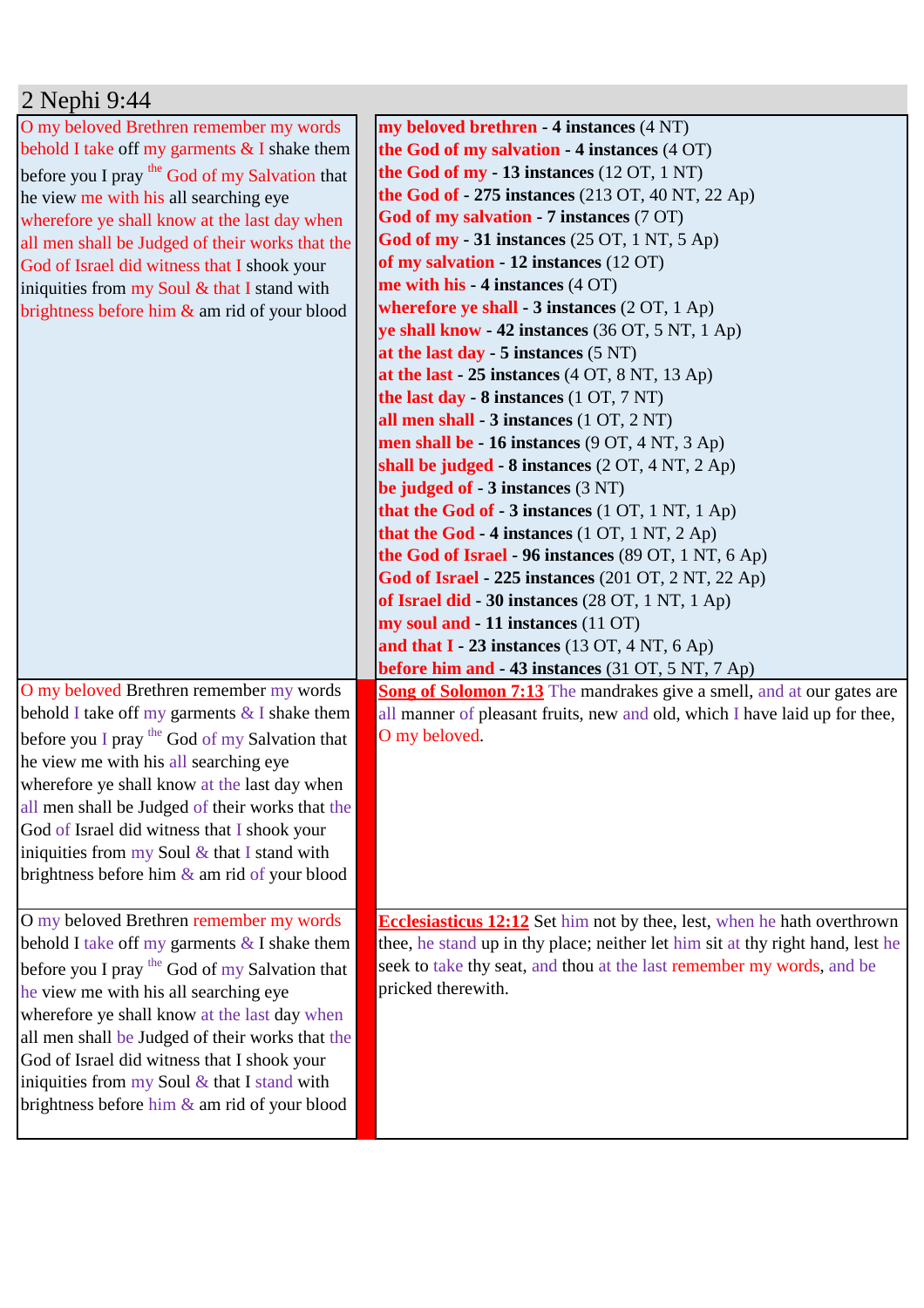## 2 Nephi 9:44

| | |
|---|---|
| O my beloved Brethren remember my words behold I take off my garments & I shake them before you I pray the God of my Salvation that he view me with his all searching eye wherefore ye shall know at the last day when all men shall be Judged of their works that the God of Israel did witness that I shook your iniquities from my Soul & that I stand with brightness before him & am rid of your blood | **my beloved brethren - 4 instances** (4 NT)<br>**the God of my salvation - 4 instances** (4 OT)<br>**the God of my - 13 instances** (12 OT, 1 NT)<br>**the God of - 275 instances** (213 OT, 40 NT, 22 Ap)<br>**God of my salvation - 7 instances** (7 OT)<br>**God of my - 31 instances** (25 OT, 1 NT, 5 Ap)<br>**of my salvation - 12 instances** (12 OT)<br>**me with his - 4 instances** (4 OT)<br>**wherefore ye shall - 3 instances** (2 OT, 1 Ap)<br>**ye shall know - 42 instances** (36 OT, 5 NT, 1 Ap)<br>**at the last day - 5 instances** (5 NT)<br>**at the last - 25 instances** (4 OT, 8 NT, 13 Ap)<br>**the last day - 8 instances** (1 OT, 7 NT)<br>**all men shall - 3 instances** (1 OT, 2 NT)<br>**men shall be - 16 instances** (9 OT, 4 NT, 3 Ap)<br>**shall be judged - 8 instances** (2 OT, 4 NT, 2 Ap)<br>**be judged of - 3 instances** (3 NT)<br>**that the God of - 3 instances** (1 OT, 1 NT, 1 Ap)<br>**that the God - 4 instances** (1 OT, 1 NT, 2 Ap)<br>**the God of Israel - 96 instances** (89 OT, 1 NT, 6 Ap)<br>**God of Israel - 225 instances** (201 OT, 2 NT, 22 Ap)<br>**of Israel did - 30 instances** (28 OT, 1 NT, 1 Ap)<br>**my soul and - 11 instances** (11 OT)<br>**and that I - 23 instances** (13 OT, 4 NT, 6 Ap)<br>**before him and - 43 instances** (31 OT, 5 NT, 7 Ap) |
| O my beloved Brethren remember my words behold I take off my garments & I shake them before you I pray the God of my Salvation that he view me with his all searching eye wherefore ye shall know at the last day when all men shall be Judged of their works that the God of Israel did witness that I shook your iniquities from my Soul & that I stand with brightness before him & am rid of your blood | **Song of Solomon 7:13** The mandrakes give a smell, and at our gates are all manner of pleasant fruits, new and old, which I have laid up for thee, O my beloved. |
| O my beloved Brethren remember my words behold I take off my garments & I shake them before you I pray the God of my Salvation that he view me with his all searching eye wherefore ye shall know at the last day when all men shall be Judged of their works that the God of Israel did witness that I shook your iniquities from my Soul & that I stand with brightness before him & am rid of your blood | **Ecclesiasticus 12:12** Set him not by thee, lest, when he hath overthrown thee, he stand up in thy place; neither let him sit at thy right hand, lest he seek to take thy seat, and thou at the last remember my words, and be pricked therewith. |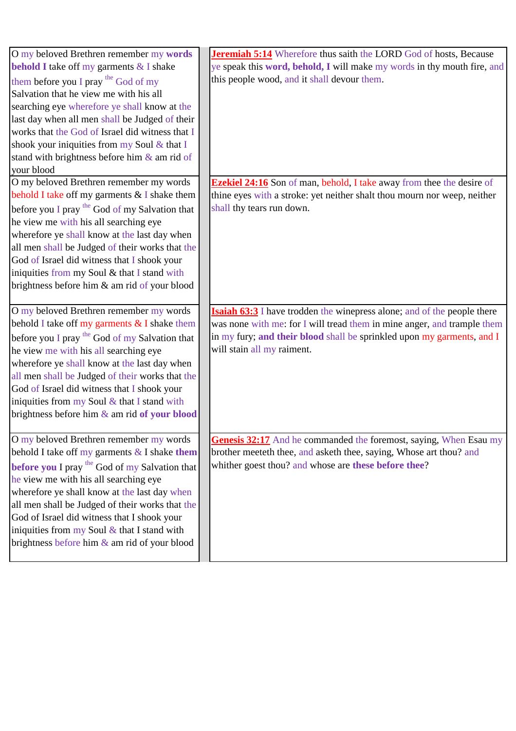| | |
|---|---|
| O my beloved Brethren remember my **words behold I** take off my garments & I shake them before you I pray the God of my Salvation that he view me with his all searching eye wherefore ye shall know at the last day when all men shall be Judged of their works that the God of Israel did witness that I shook your iniquities from my Soul & that I stand with brightness before him & am rid of your blood | **Jeremiah 5:14** Wherefore thus saith the LORD God of hosts, Because ye speak this **word, behold, I** will make my words in thy mouth fire, and this people wood, and it shall devour them. |
| O my beloved Brethren remember my words behold I take off my garments & I shake them before you I pray the God of my Salvation that he view me with his all searching eye wherefore ye shall know at the last day when all men shall be Judged of their works that the God of Israel did witness that I shook your iniquities from my Soul & that I stand with brightness before him & am rid of your blood | **Ezekiel 24:16** Son of man, behold, I take away from thee the desire of thine eyes with a stroke: yet neither shalt thou mourn nor weep, neither shall thy tears run down. |
| O my beloved Brethren remember my words behold I take off my garments & I shake them before you I pray the God of my Salvation that he view me with his all searching eye wherefore ye shall know at the last day when all men shall be Judged of their works that the God of Israel did witness that I shook your iniquities from my Soul & that I stand with brightness before him & am rid **of your blood** | **Isaiah 63:3** I have trodden the winepress alone; and of the people there was none with me: for I will tread them in mine anger, and trample them in my fury; **and their blood** shall be sprinkled upon my garments, and I will stain all my raiment. |
| O my beloved Brethren remember my words behold I take off my garments & I shake **them before you** I pray the God of my Salvation that he view me with his all searching eye wherefore ye shall know at the last day when all men shall be Judged of their works that the God of Israel did witness that I shook your iniquities from my Soul & that I stand with brightness before him & am rid of your blood | **Genesis 32:17** And he commanded the foremost, saying, When Esau my brother meeteth thee, and asketh thee, saying, Whose art thou? and whither goest thou? and whose are **these before thee**? |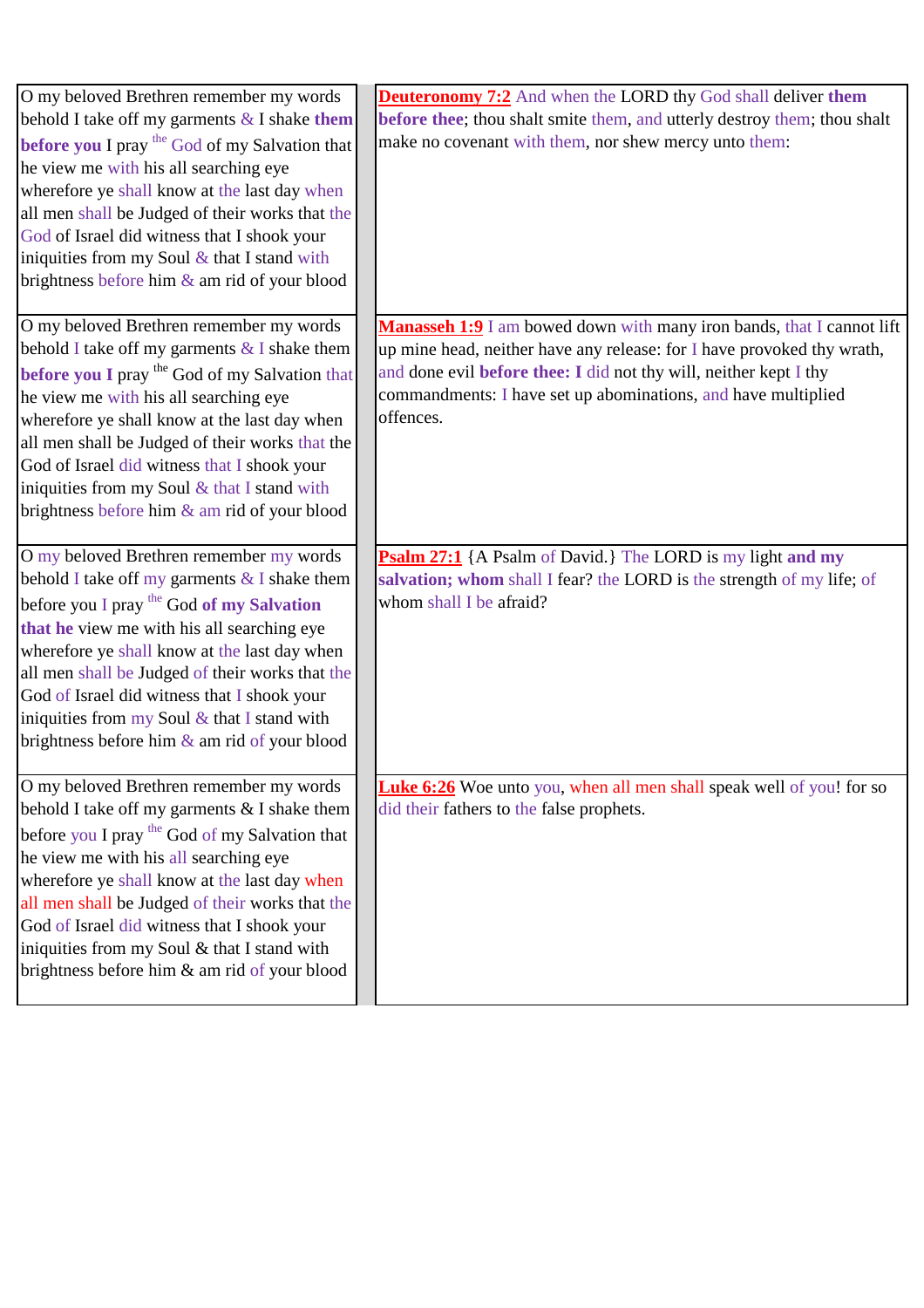| | |
|---|---|
| O my beloved Brethren remember my words behold I take off my garments & I shake **them before you** I pray [the] God of my Salvation that he view me with his all searching eye wherefore ye shall know at the last day when all men shall be Judged of their works that the God of Israel did witness that I shook your iniquities from my Soul & that I stand with brightness before him & am rid of your blood | **Deuteronomy 7:2** And when the LORD thy God shall deliver **them before thee**; thou shalt smite them, and utterly destroy them; thou shalt make no covenant with them, nor shew mercy unto them: |
| O my beloved Brethren remember my words behold I take off my garments & I shake them **before you I** pray [the] God of my Salvation that he view me with his all searching eye wherefore ye shall know at the last day when all men shall be Judged of their works that the God of Israel did witness that I shook your iniquities from my Soul & that I stand with brightness before him & am rid of your blood | **Manasseh 1:9** I am bowed down with many iron bands, that I cannot lift up mine head, neither have any release: for I have provoked thy wrath, and done evil **before thee: I** did not thy will, neither kept I thy commandments: I have set up abominations, and have multiplied offences. |
| O my beloved Brethren remember my words behold I take off my garments & I shake them before you I pray [the] God **of my Salvation that he** view me with his all searching eye wherefore ye shall know at the last day when all men shall be Judged of their works that the God of Israel did witness that I shook your iniquities from my Soul & that I stand with brightness before him & am rid of your blood | **Psalm 27:1** {A Psalm of David.} The LORD is my light **and my salvation; whom** shall I fear? the LORD is the strength of my life; of whom shall I be afraid? |
| O my beloved Brethren remember my words behold I take off my garments & I shake them before you I pray [the] God of my Salvation that he view me with his all searching eye wherefore ye shall know at the last day when all men shall be Judged of their works that the God of Israel did witness that I shook your iniquities from my Soul & that I stand with brightness before him & am rid of your blood | **Luke 6:26** Woe unto you, when all men shall speak well of you! for so did their fathers to the false prophets. |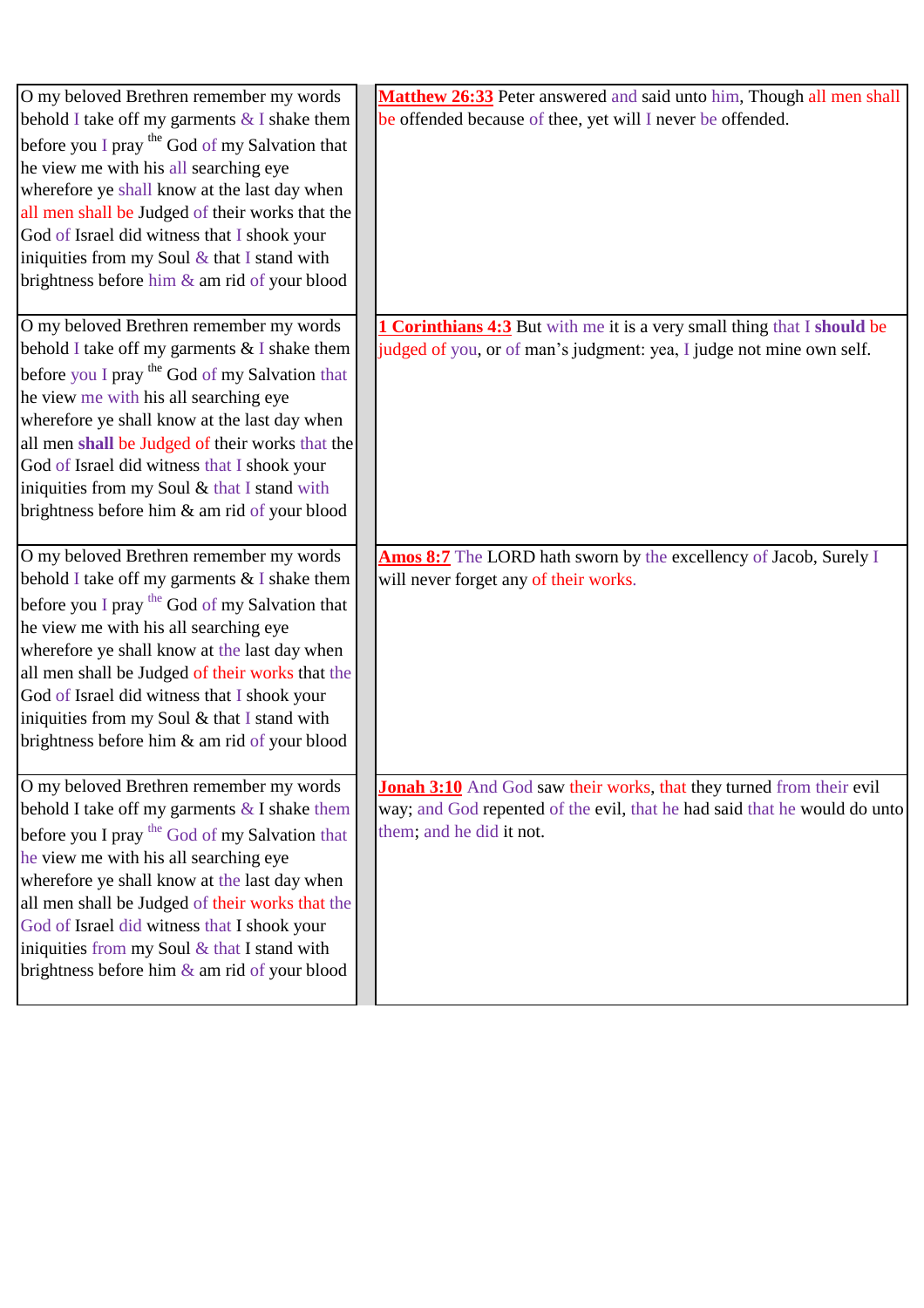| | |
|---|---|
| O my beloved Brethren remember my words behold I take off my garments & I shake them before you I pray the God of my Salvation that he view me with his all searching eye wherefore ye shall know at the last day when all men shall be Judged of their works that the God of Israel did witness that I shook your iniquities from my Soul & that I stand with brightness before him & am rid of your blood | **Matthew 26:33** Peter answered and said unto him, Though all men shall be offended because of thee, yet will I never be offended. |
| O my beloved Brethren remember my words behold I take off my garments & I shake them before you I pray the God of my Salvation that he view me with his all searching eye wherefore ye shall know at the last day when all men **shall** be Judged of their works that the God of Israel did witness that I shook your iniquities from my Soul & that I stand with brightness before him & am rid of your blood | **1 Corinthians 4:3** But with me it is a very small thing that I **should** be judged of you, or of man's judgment: yea, I judge not mine own self. |
| O my beloved Brethren remember my words behold I take off my garments & I shake them before you I pray the God of my Salvation that he view me with his all searching eye wherefore ye shall know at the last day when all men shall be Judged of their works that the God of Israel did witness that I shook your iniquities from my Soul & that I stand with brightness before him & am rid of your blood | **Amos 8:7** The LORD hath sworn by the excellency of Jacob, Surely I will never forget any of their works. |
| O my beloved Brethren remember my words behold I take off my garments & I shake them before you I pray the God of my Salvation that he view me with his all searching eye wherefore ye shall know at the last day when all men shall be Judged of their works that the God of Israel did witness that I shook your iniquities from my Soul & that I stand with brightness before him & am rid of your blood | **Jonah 3:10** And God saw their works, that they turned from their evil way; and God repented of the evil, that he had said that he would do unto them; and he did it not. |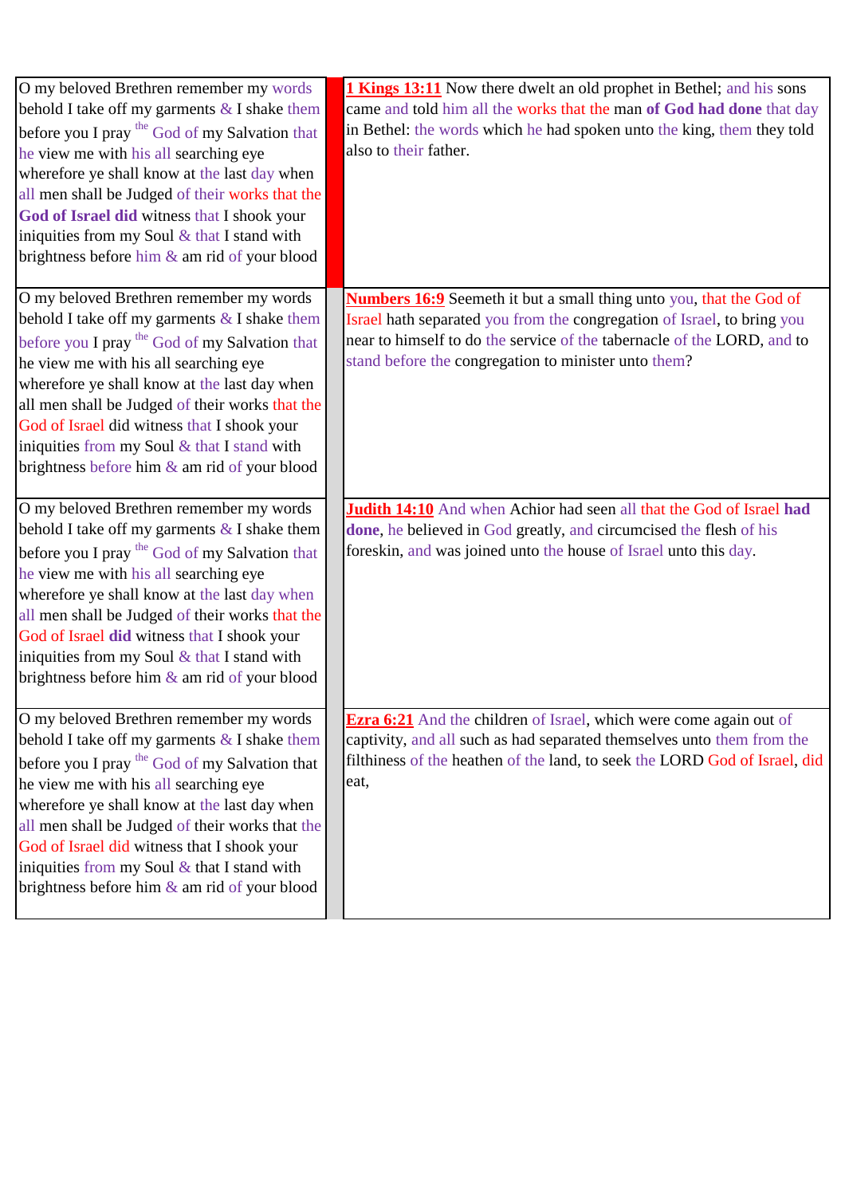| O my beloved Brethren remember my words behold I take off my garments & I shake them before you I pray the God of my Salvation that he view me with his all searching eye wherefore ye shall know at the last day when all men shall be Judged of their works that the **God of Israel did** witness that I shook your iniquities from my Soul & that I stand with brightness before him & am rid of your blood | | **1 Kings 13:11** Now there dwelt an old prophet in Bethel; and his sons came and told him all the works that the man **of God had done** that day in Bethel: the words which he had spoken unto the king, them they told also to their father. |
|---|---|---|
| O my beloved Brethren remember my words behold I take off my garments & I shake them before you I pray the God of my Salvation that he view me with his all searching eye wherefore ye shall know at the last day when all men shall be Judged of their works that the God of Israel did witness that I shook your iniquities from my Soul & that I stand with brightness before him & am rid of your blood | | **Numbers 16:9** Seemeth it but a small thing unto you, that the God of Israel hath separated you from the congregation of Israel, to bring you near to himself to do the service of the tabernacle of the LORD, and to stand before the congregation to minister unto them? |
| O my beloved Brethren remember my words behold I take off my garments & I shake them before you I pray the God of my Salvation that he view me with his all searching eye wherefore ye shall know at the last day when all men shall be Judged of their works that the God of Israel **did** witness that I shook your iniquities from my Soul & that I stand with brightness before him & am rid of your blood | | **Judith 14:10** And when Achior had seen all that the God of Israel **had done**, he believed in God greatly, and circumcised the flesh of his foreskin, and was joined unto the house of Israel unto this day. |
| O my beloved Brethren remember my words behold I take off my garments & I shake them before you I pray the God of my Salvation that he view me with his all searching eye wherefore ye shall know at the last day when all men shall be Judged of their works that the God of Israel did witness that I shook your iniquities from my Soul & that I stand with brightness before him & am rid of your blood | | **Ezra 6:21** And the children of Israel, which were come again out of captivity, and all such as had separated themselves unto them from the filthiness of the heathen of the land, to seek the LORD God of Israel, did eat, |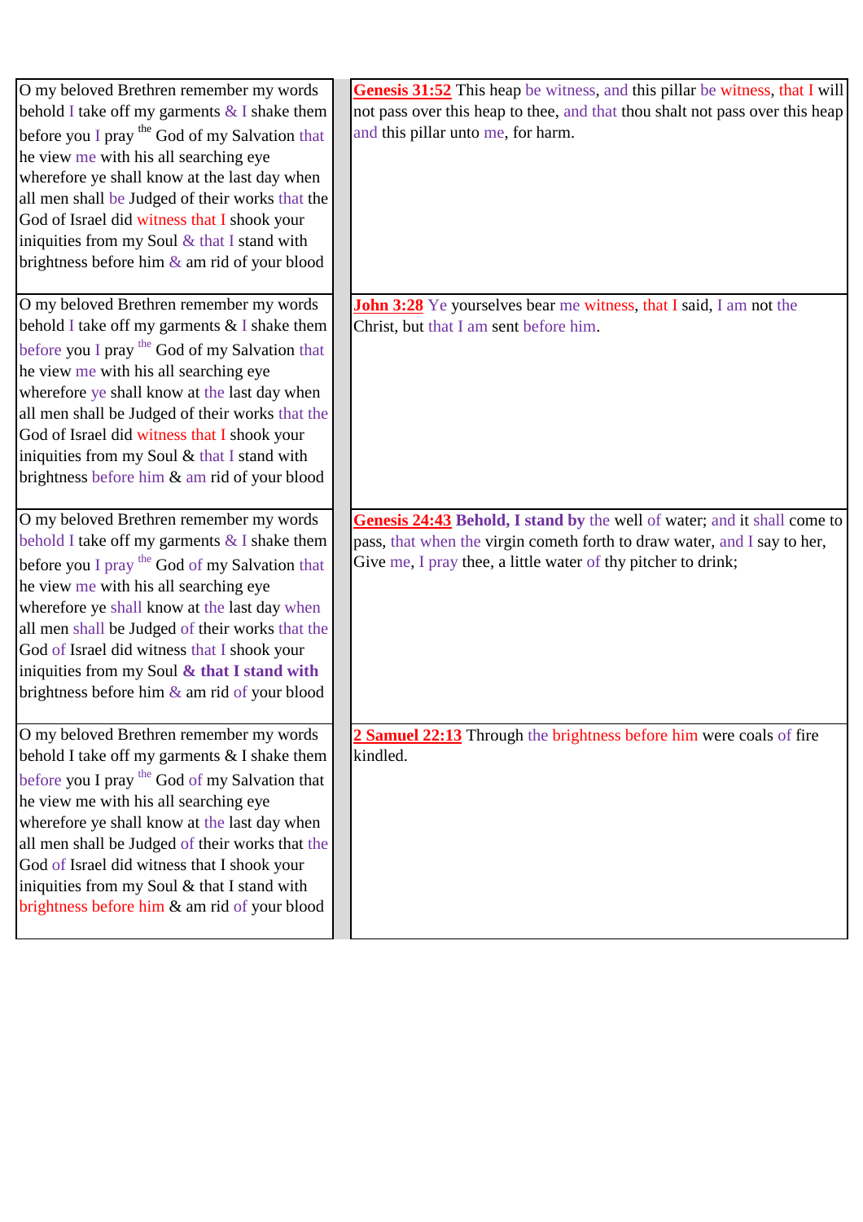| | |
|---|---|
| O my beloved Brethren remember my words behold I take off my garments & I shake them before you I pray the God of my Salvation that he view me with his all searching eye wherefore ye shall know at the last day when all men shall be Judged of their works that the God of Israel did witness that I shook your iniquities from my Soul & that I stand with brightness before him & am rid of your blood | **Genesis 31:52** This heap be witness, and this pillar be witness, that I will not pass over this heap to thee, and that thou shalt not pass over this heap and this pillar unto me, for harm. |
| O my beloved Brethren remember my words behold I take off my garments & I shake them before you I pray the God of my Salvation that he view me with his all searching eye wherefore ye shall know at the last day when all men shall be Judged of their works that the God of Israel did witness that I shook your iniquities from my Soul & that I stand with brightness before him & am rid of your blood | **John 3:28** Ye yourselves bear me witness, that I said, I am not the Christ, but that I am sent before him. |
| O my beloved Brethren remember my words behold I take off my garments & I shake them before you I pray the God of my Salvation that he view me with his all searching eye wherefore ye shall know at the last day when all men shall be Judged of their works that the God of Israel did witness that I shook your iniquities from my Soul **& that I stand with** brightness before him & am rid of your blood | **Genesis 24:43** **Behold, I stand by** the well of water; and it shall come to pass, that when the virgin cometh forth to draw water, and I say to her, Give me, I pray thee, a little water of thy pitcher to drink; |
| O my beloved Brethren remember my words behold I take off my garments & I shake them before you I pray the God of my Salvation that he view me with his all searching eye wherefore ye shall know at the last day when all men shall be Judged of their works that the God of Israel did witness that I shook your iniquities from my Soul & that I stand with brightness before him & am rid of your blood | **2 Samuel 22:13** Through the brightness before him were coals of fire kindled. |